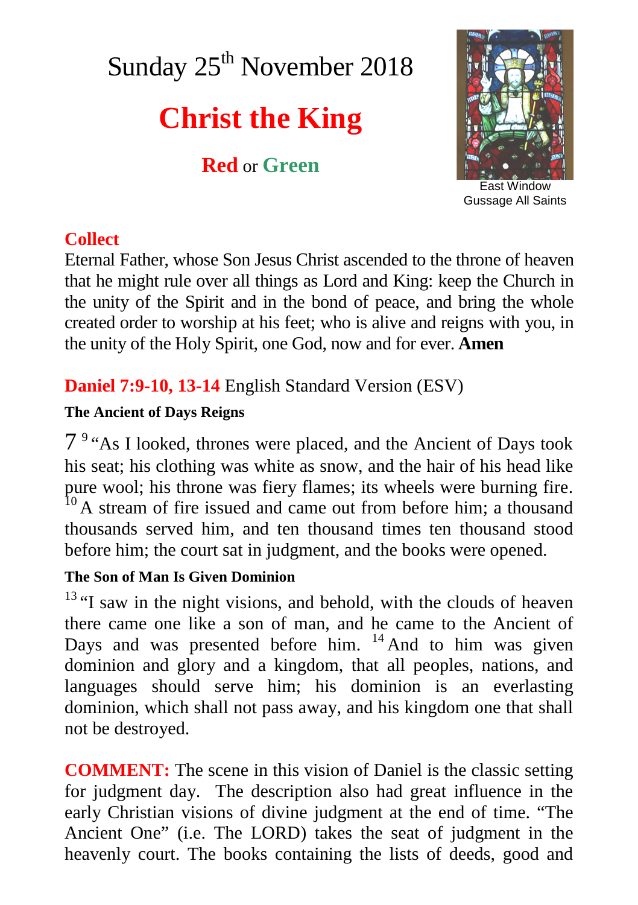# Sunday 25th November 2018

## Christ the King

**Red** or **Green**

East Window
Gussage All Saints

### Collect

Eternal Father, whose Son Jesus Christ ascended to the throne of heaven that he might rule over all things as Lord and King: keep the Church in the unity of the Spirit and in the bond of peace, and bring the whole created order to worship at his feet; who is alive and reigns with you, in the unity of the Holy Spirit, one God, now and for ever. **Amen**

### Daniel 7:9-10, 13-14 English Standard Version (ESV)

**The Ancient of Days Reigns**

7 [9] "As I looked, thrones were placed, and the Ancient of Days took his seat; his clothing was white as snow, and the hair of his head like pure wool; his throne was fiery flames; its wheels were burning fire. [10] A stream of fire issued and came out from before him; a thousand thousands served him, and ten thousand times ten thousand stood before him; the court sat in judgment, and the books were opened.

**The Son of Man Is Given Dominion**

[13] "I saw in the night visions, and behold, with the clouds of heaven there came one like a son of man, and he came to the Ancient of Days and was presented before him. [14] And to him was given dominion and glory and a kingdom, that all peoples, nations, and languages should serve him; his dominion is an everlasting dominion, which shall not pass away, and his kingdom one that shall not be destroyed.

**COMMENT:** The scene in this vision of Daniel is the classic setting for judgment day. The description also had great influence in the early Christian visions of divine judgment at the end of time. "The Ancient One" (i.e. The LORD) takes the seat of judgment in the heavenly court. The books containing the lists of deeds, good and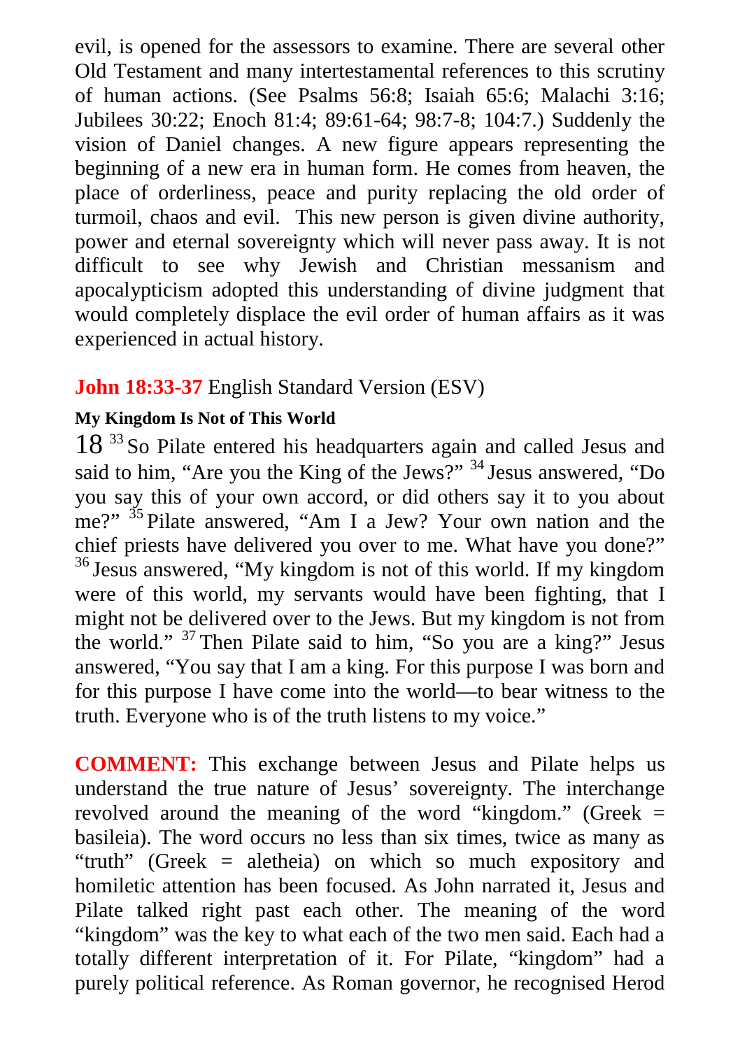evil, is opened for the assessors to examine. There are several other Old Testament and many intertestamental references to this scrutiny of human actions. (See Psalms 56:8; Isaiah 65:6; Malachi 3:16; Jubilees 30:22; Enoch 81:4; 89:61-64; 98:7-8; 104:7.) Suddenly the vision of Daniel changes. A new figure appears representing the beginning of a new era in human form. He comes from heaven, the place of orderliness, peace and purity replacing the old order of turmoil, chaos and evil. This new person is given divine authority, power and eternal sovereignty which will never pass away. It is not difficult to see why Jewish and Christian messanism and apocalypticism adopted this understanding of divine judgment that would completely displace the evil order of human affairs as it was experienced in actual history.

**John 18:33-37** English Standard Version (ESV)

**My Kingdom Is Not of This World**

18 [33] So Pilate entered his headquarters again and called Jesus and said to him, "Are you the King of the Jews?" [34] Jesus answered, "Do you say this of your own accord, or did others say it to you about me?" [35] Pilate answered, "Am I a Jew? Your own nation and the chief priests have delivered you over to me. What have you done?" [36] Jesus answered, "My kingdom is not of this world. If my kingdom were of this world, my servants would have been fighting, that I might not be delivered over to the Jews. But my kingdom is not from the world." [37] Then Pilate said to him, "So you are a king?" Jesus answered, "You say that I am a king. For this purpose I was born and for this purpose I have come into the world—to bear witness to the truth. Everyone who is of the truth listens to my voice."

**COMMENT:** This exchange between Jesus and Pilate helps us understand the true nature of Jesus' sovereignty. The interchange revolved around the meaning of the word "kingdom." (Greek = basileia). The word occurs no less than six times, twice as many as "truth" (Greek = aletheia) on which so much expository and homiletic attention has been focused. As John narrated it, Jesus and Pilate talked right past each other. The meaning of the word "kingdom" was the key to what each of the two men said. Each had a totally different interpretation of it. For Pilate, "kingdom" had a purely political reference. As Roman governor, he recognised Herod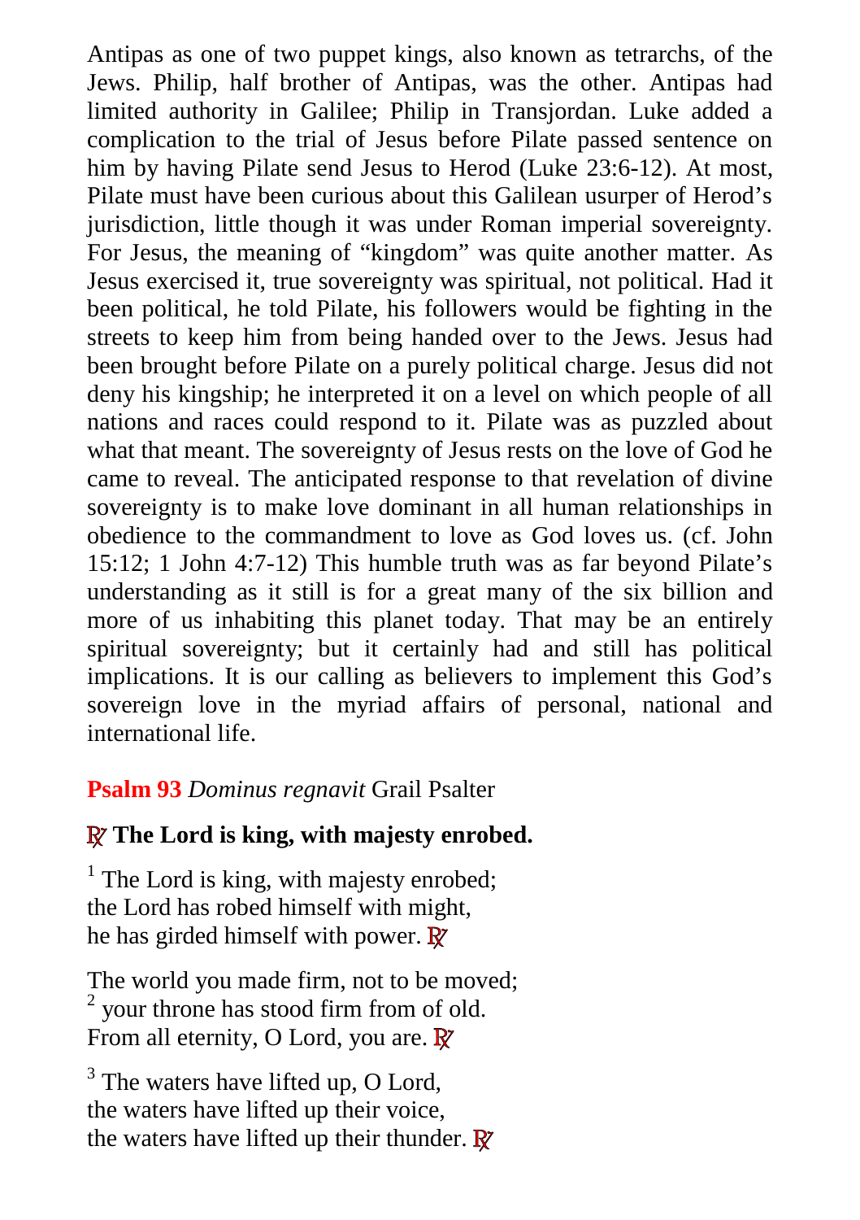Antipas as one of two puppet kings, also known as tetrarchs, of the Jews. Philip, half brother of Antipas, was the other. Antipas had limited authority in Galilee; Philip in Transjordan. Luke added a complication to the trial of Jesus before Pilate passed sentence on him by having Pilate send Jesus to Herod (Luke 23:6-12). At most, Pilate must have been curious about this Galilean usurper of Herod's jurisdiction, little though it was under Roman imperial sovereignty. For Jesus, the meaning of "kingdom" was quite another matter. As Jesus exercised it, true sovereignty was spiritual, not political. Had it been political, he told Pilate, his followers would be fighting in the streets to keep him from being handed over to the Jews. Jesus had been brought before Pilate on a purely political charge. Jesus did not deny his kingship; he interpreted it on a level on which people of all nations and races could respond to it. Pilate was as puzzled about what that meant. The sovereignty of Jesus rests on the love of God he came to reveal. The anticipated response to that revelation of divine sovereignty is to make love dominant in all human relationships in obedience to the commandment to love as God loves us. (cf. John 15:12; 1 John 4:7-12) This humble truth was as far beyond Pilate's understanding as it still is for a great many of the six billion and more of us inhabiting this planet today. That may be an entirely spiritual sovereignty; but it certainly had and still has political implications. It is our calling as believers to implement this God's sovereign love in the myriad affairs of personal, national and international life.

**Psalm 93** *Dominus regnavit* Grail Psalter

**℟ The Lord is king, with majesty enrobed.**

[1] The Lord is king, with majesty enrobed;
the Lord has robed himself with might,
he has girded himself with power. ℟

The world you made firm, not to be moved;
[2] your throne has stood firm from of old.
From all eternity, O Lord, you are. ℟

[3] The waters have lifted up, O Lord,
the waters have lifted up their voice,
the waters have lifted up their thunder. ℟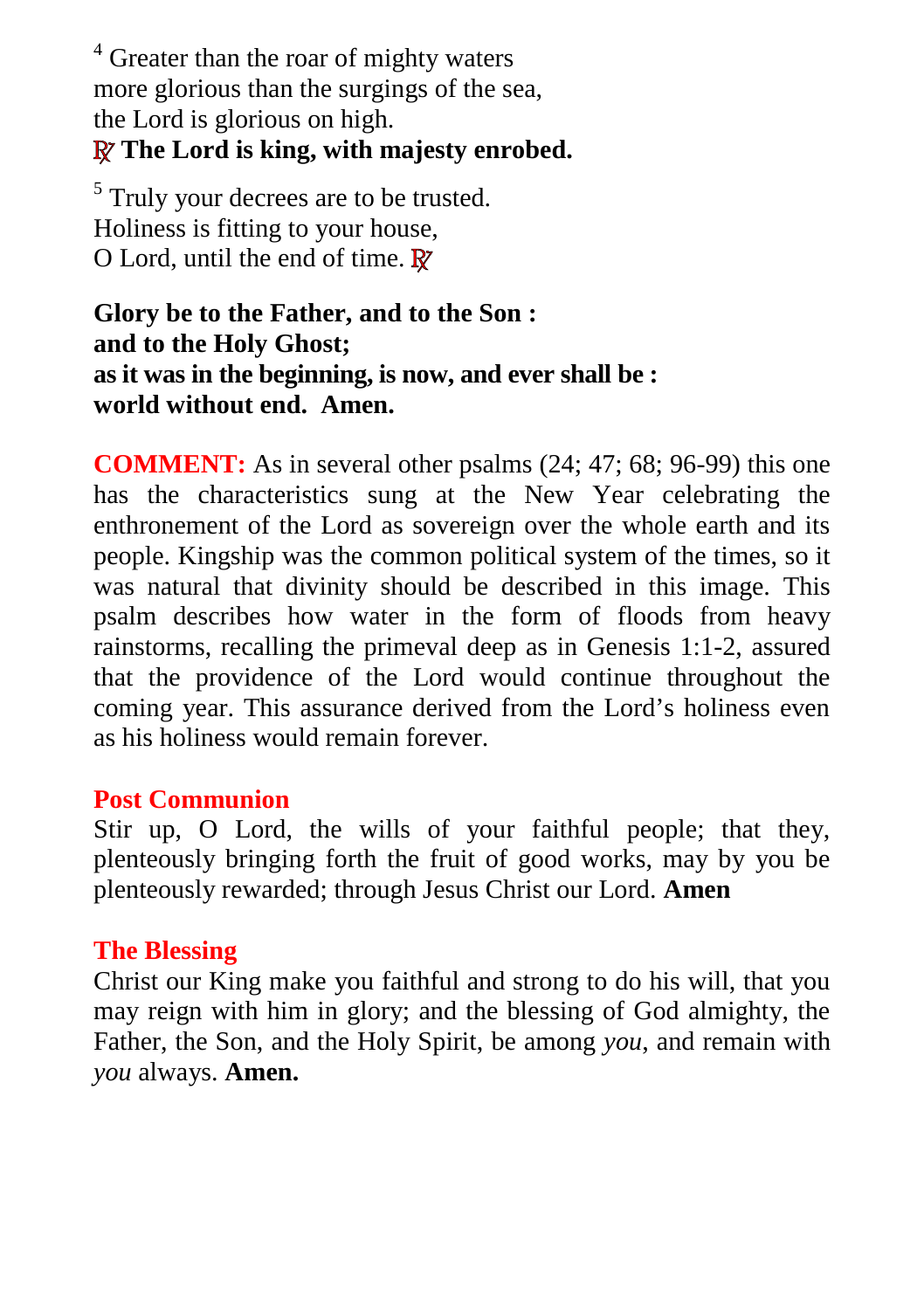[4] Greater than the roar of mighty waters
more glorious than the surgings of the sea,
the Lord is glorious on high.
℟ **The Lord is king, with majesty enrobed.**

[5] Truly your decrees are to be trusted.
Holiness is fitting to your house,
O Lord, until the end of time. ℟

**Glory be to the Father, and to the Son :**
**and to the Holy Ghost;**
**as it was in the beginning, is now, and ever shall be :**
**world without end. Amen.**

**COMMENT:** As in several other psalms (24; 47; 68; 96-99) this one has the characteristics sung at the New Year celebrating the enthronement of the Lord as sovereign over the whole earth and its people. Kingship was the common political system of the times, so it was natural that divinity should be described in this image. This psalm describes how water in the form of floods from heavy rainstorms, recalling the primeval deep as in Genesis 1:1-2, assured that the providence of the Lord would continue throughout the coming year. This assurance derived from the Lord's holiness even as his holiness would remain forever.

## Post Communion

Stir up, O Lord, the wills of your faithful people; that they, plenteously bringing forth the fruit of good works, may by you be plenteously rewarded; through Jesus Christ our Lord. **Amen**

## The Blessing

Christ our King make you faithful and strong to do his will, that you may reign with him in glory; and the blessing of God almighty, the Father, the Son, and the Holy Spirit, be among *you*, and remain with *you* always. **Amen.**